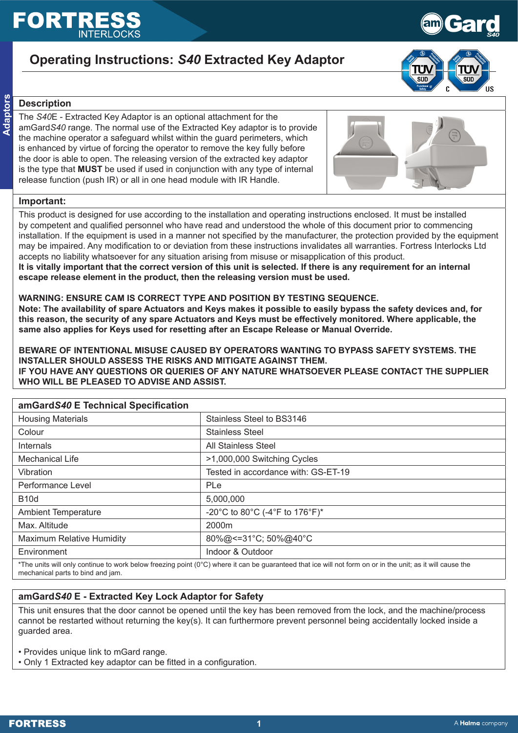# Operating Instructions: *S40* Extracted Key Adaptor

## Description

The *S40*E - Extracted Key Adaptor is an optional attachment for the amGard*S40* range. The normal use of the Extracted Key adaptor is to provide the machine operator a safeguard whilst within the guard perimeters, which is enhanced by virtue of forcing the operator to remove the key fully before the door is able to open. The releasing version of the extracted key adaptor is the type that **MUST** be used if used in conjunction with any type of internal release function (push IR) or all in one head module with IR Handle.

## Important:

This product is designed for use according to the installation and operating instructions enclosed. It must be installed by competent and qualified personnel who have read and understood the whole of this document prior to commencing installation. If the equipment is used in a manner not specified by the manufacturer, the protection provided by the equipment may be impaired. Any modification to or deviation from these instructions invalidates all warranties. Fortress Interlocks Ltd accepts no liability whatsoever for any situation arising from misuse or misapplication of this product.
**It is vitally important that the correct version of this unit is selected. If there is any requirement for an internal escape release element in the product, then the releasing version must be used.**

**WARNING: ENSURE CAM IS CORRECT TYPE AND POSITION BY TESTING SEQUENCE.**
**Note: The availability of spare Actuators and Keys makes it possible to easily bypass the safety devices and, for this reason, the security of any spare Actuators and Keys must be effectively monitored. Where applicable, the same also applies for Keys used for resetting after an Escape Release or Manual Override.**

**BEWARE OF INTENTIONAL MISUSE CAUSED BY OPERATORS WANTING TO BYPASS SAFETY SYSTEMS. THE INSTALLER SHOULD ASSESS THE RISKS AND MITIGATE AGAINST THEM.**
**IF YOU HAVE ANY QUESTIONS OR QUERIES OF ANY NATURE WHATSOEVER PLEASE CONTACT THE SUPPLIER WHO WILL BE PLEASED TO ADVISE AND ASSIST.**

## amGard*S40* E Technical Specification

| Property | Value |
|---|---|
| Housing Materials | Stainless Steel to BS3146 |
| Colour | Stainless Steel |
| Internals | All Stainless Steel |
| Mechanical Life | >1,000,000 Switching Cycles |
| Vibration | Tested in accordance with: GS-ET-19 |
| Performance Level | PLe |
| B10d | 5,000,000 |
| Ambient Temperature | -20°C to 80°C (-4°F to 176°F)* |
| Max. Altitude | 2000m |
| Maximum Relative Humidity | 80%@<=31°C; 50%@40°C |
| Environment | Indoor & Outdoor |

*The units will only continue to work below freezing point (0°C) where it can be guaranteed that ice will not form on or in the unit; as it will cause the mechanical parts to bind and jam.

## amGard*S40* E - Extracted Key Lock Adaptor for Safety

This unit ensures that the door cannot be opened until the key has been removed from the lock, and the machine/process cannot be restarted without returning the key(s). It can furthermore prevent personnel being accidentally locked inside a guarded area.

- Provides unique link to mGard range.
- Only 1 Extracted key adaptor can be fitted in a configuration.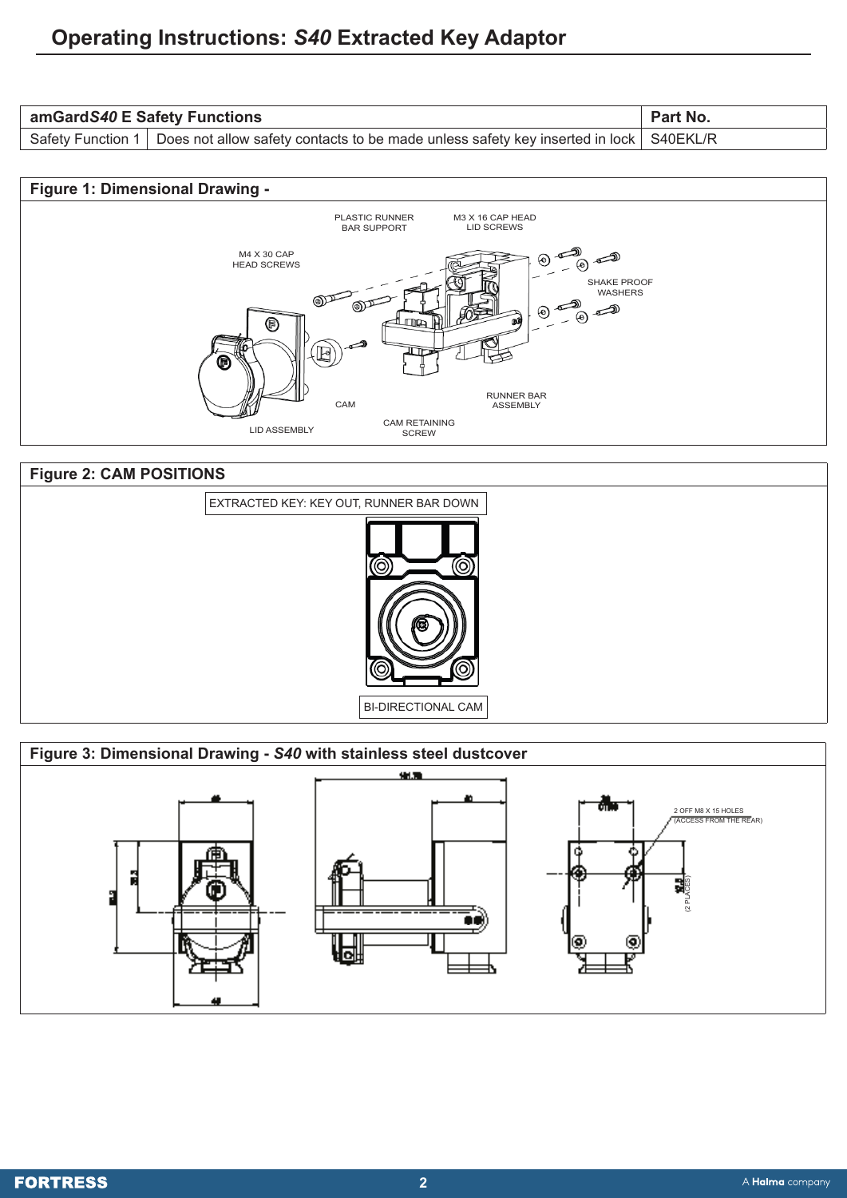# Operating Instructions: *S40* Extracted Key Adaptor

| amGard*S40* E Safety Functions | | Part No. |
|---|---|---|
| Safety Function 1 | Does not allow safety contacts to be made unless safety key inserted in lock | S40EKL/R |

## Figure 1: Dimensional Drawing -

PLASTIC RUNNER BAR SUPPORT

M3 X 16 CAP HEAD LID SCREWS

M4 X 30 CAP HEAD SCREWS

SHAKE PROOF WASHERS

CAM

RUNNER BAR ASSEMBLY

CAM RETAINING SCREW

LID ASSEMBLY

## Figure 2: CAM POSITIONS

EXTRACTED KEY: KEY OUT, RUNNER BAR DOWN

BI-DIRECTIONAL CAM

## Figure 3: Dimensional Drawing - *S40* with stainless steel dustcover

2 OFF M8 X 15 HOLES (ACCESS FROM THE REAR)

(2 PLACES)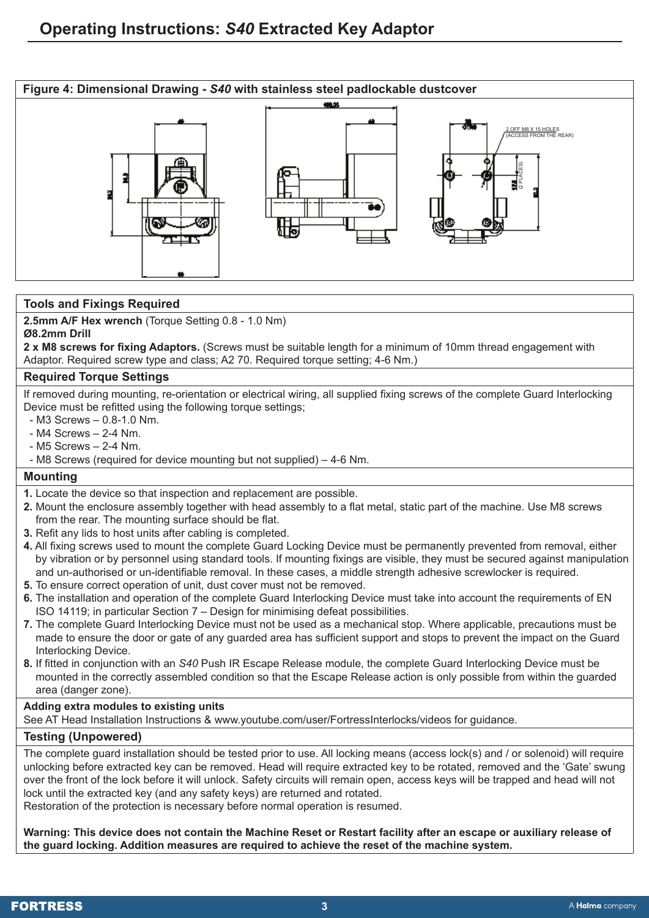# Operating Instructions: *S40* Extracted Key Adaptor

**Figure 4: Dimensional Drawing - *S40* with stainless steel padlockable dustcover**

2 OFF M8 X 15 HOLES (ACCESS FROM THE REAR)

(2 PLACES)

## Tools and Fixings Required

**2.5mm A/F Hex wrench** (Torque Setting 0.8 - 1.0 Nm)
**Ø8.2mm Drill**
**2 x M8 screws for fixing Adaptors.** (Screws must be suitable length for a minimum of 10mm thread engagement with Adaptor. Required screw type and class; A2 70. Required torque setting; 4-6 Nm.)

## Required Torque Settings

If removed during mounting, re-orientation or electrical wiring, all supplied fixing screws of the complete Guard Interlocking Device must be refitted using the following torque settings;

- M3 Screws – 0.8-1.0 Nm.
- M4 Screws – 2-4 Nm.
- M5 Screws – 2-4 Nm.
- M8 Screws (required for device mounting but not supplied) – 4-6 Nm.

## Mounting

1. Locate the device so that inspection and replacement are possible.
2. Mount the enclosure assembly together with head assembly to a flat metal, static part of the machine. Use M8 screws from the rear. The mounting surface should be flat.
3. Refit any lids to host units after cabling is completed.
4. All fixing screws used to mount the complete Guard Locking Device must be permanently prevented from removal, either by vibration or by personnel using standard tools. If mounting fixings are visible, they must be secured against manipulation and un-authorised or un-identifiable removal. In these cases, a middle strength adhesive screwlocker is required.
5. To ensure correct operation of unit, dust cover must not be removed.
6. The installation and operation of the complete Guard Interlocking Device must take into account the requirements of EN ISO 14119; in particular Section 7 – Design for minimising defeat possibilities.
7. The complete Guard Interlocking Device must not be used as a mechanical stop. Where applicable, precautions must be made to ensure the door or gate of any guarded area has sufficient support and stops to prevent the impact on the Guard Interlocking Device.
8. If fitted in conjunction with an *S40* Push IR Escape Release module, the complete Guard Interlocking Device must be mounted in the correctly assembled condition so that the Escape Release action is only possible from within the guarded area (danger zone).

### Adding extra modules to existing units

See AT Head Installation Instructions & www.youtube.com/user/FortressInterlocks/videos for guidance.

## Testing (Unpowered)

The complete guard installation should be tested prior to use. All locking means (access lock(s) and / or solenoid) will require unlocking before extracted key can be removed. Head will require extracted key to be rotated, removed and the 'Gate' swung over the front of the lock before it will unlock. Safety circuits will remain open, access keys will be trapped and head will not lock until the extracted key (and any safety keys) are returned and rotated.
Restoration of the protection is necessary before normal operation is resumed.

**Warning: This device does not contain the Machine Reset or Restart facility after an escape or auxiliary release of the guard locking. Addition measures are required to achieve the reset of the machine system.**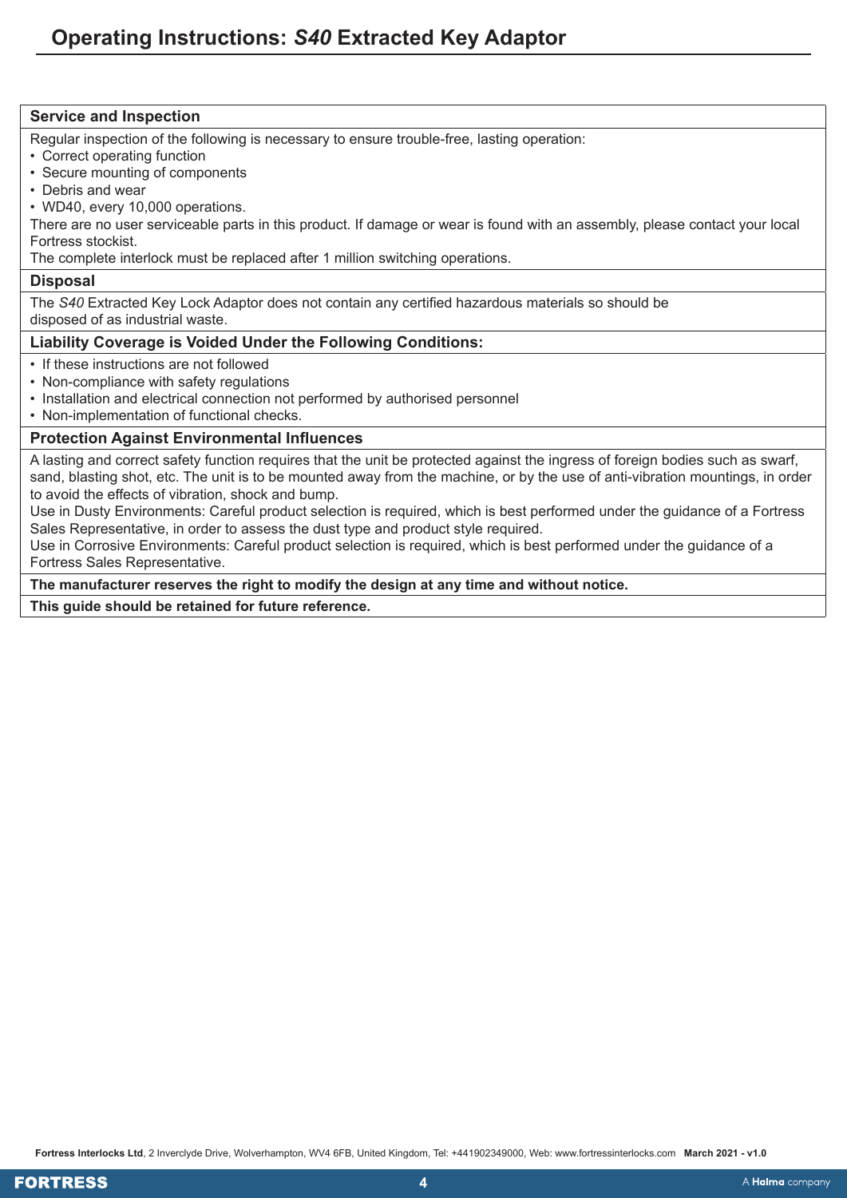# Operating Instructions: *S40* Extracted Key Adaptor

## Service and Inspection

Regular inspection of the following is necessary to ensure trouble-free, lasting operation:

- Correct operating function
- Secure mounting of components
- Debris and wear
- WD40, every 10,000 operations.

There are no user serviceable parts in this product. If damage or wear is found with an assembly, please contact your local Fortress stockist.

The complete interlock must be replaced after 1 million switching operations.

## Disposal

The *S40* Extracted Key Lock Adaptor does not contain any certified hazardous materials so should be disposed of as industrial waste.

## Liability Coverage is Voided Under the Following Conditions:

- If these instructions are not followed
- Non-compliance with safety regulations
- Installation and electrical connection not performed by authorised personnel
- Non-implementation of functional checks.

## Protection Against Environmental Influences

A lasting and correct safety function requires that the unit be protected against the ingress of foreign bodies such as swarf, sand, blasting shot, etc. The unit is to be mounted away from the machine, or by the use of anti-vibration mountings, in order to avoid the effects of vibration, shock and bump.

Use in Dusty Environments: Careful product selection is required, which is best performed under the guidance of a Fortress Sales Representative, in order to assess the dust type and product style required.

Use in Corrosive Environments: Careful product selection is required, which is best performed under the guidance of a Fortress Sales Representative.

**The manufacturer reserves the right to modify the design at any time and without notice.**

**This guide should be retained for future reference.**

**Fortress Interlocks Ltd**, 2 Inverclyde Drive, Wolverhampton, WV4 6FB, United Kingdom, Tel: +441902349000, Web: www.fortressinterlocks.com **March 2021 - v1.0**